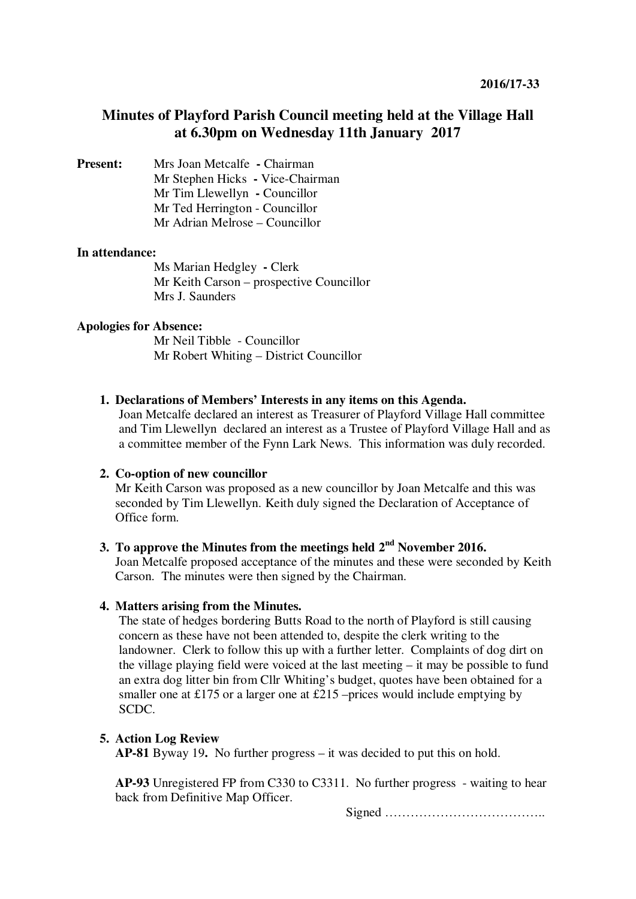2016/17-33

# Minutes of Playford Parish Council meeting held at the Village Hall at 6.30pm on Wednesday 11th January 2017

**Present:**
Mrs Joan Metcalfe **-** Chairman
Mr Stephen Hicks **-** Vice-Chairman
Mr Tim Llewellyn **-** Councillor
Mr Ted Herrington - Councillor
Mr Adrian Melrose – Councillor

**In attendance:**
Ms Marian Hedgley **-** Clerk
Mr Keith Carson – prospective Councillor
Mrs J. Saunders

**Apologies for Absence:**
Mr Neil Tibble - Councillor
Mr Robert Whiting – District Councillor

1. **Declarations of Members' Interests in any items on this Agenda.**
   Joan Metcalfe declared an interest as Treasurer of Playford Village Hall committee and Tim Llewellyn declared an interest as a Trustee of Playford Village Hall and as a committee member of the Fynn Lark News. This information was duly recorded.

2. **Co-option of new councillor**
   Mr Keith Carson was proposed as a new councillor by Joan Metcalfe and this was seconded by Tim Llewellyn. Keith duly signed the Declaration of Acceptance of Office form.

3. **To approve the Minutes from the meetings held 2nd November 2016.**
   Joan Metcalfe proposed acceptance of the minutes and these were seconded by Keith Carson. The minutes were then signed by the Chairman.

4. **Matters arising from the Minutes.**
   The state of hedges bordering Butts Road to the north of Playford is still causing concern as these have not been attended to, despite the clerk writing to the landowner. Clerk to follow this up with a further letter. Complaints of dog dirt on the village playing field were voiced at the last meeting – it may be possible to fund an extra dog litter bin from Cllr Whiting's budget, quotes have been obtained for a smaller one at £175 or a larger one at £215 –prices would include emptying by SCDC.

5. **Action Log Review**
   **AP-81** Byway 19**.** No further progress – it was decided to put this on hold.

   **AP-93** Unregistered FP from C330 to C3311. No further progress - waiting to hear back from Definitive Map Officer.

Signed ………………………………..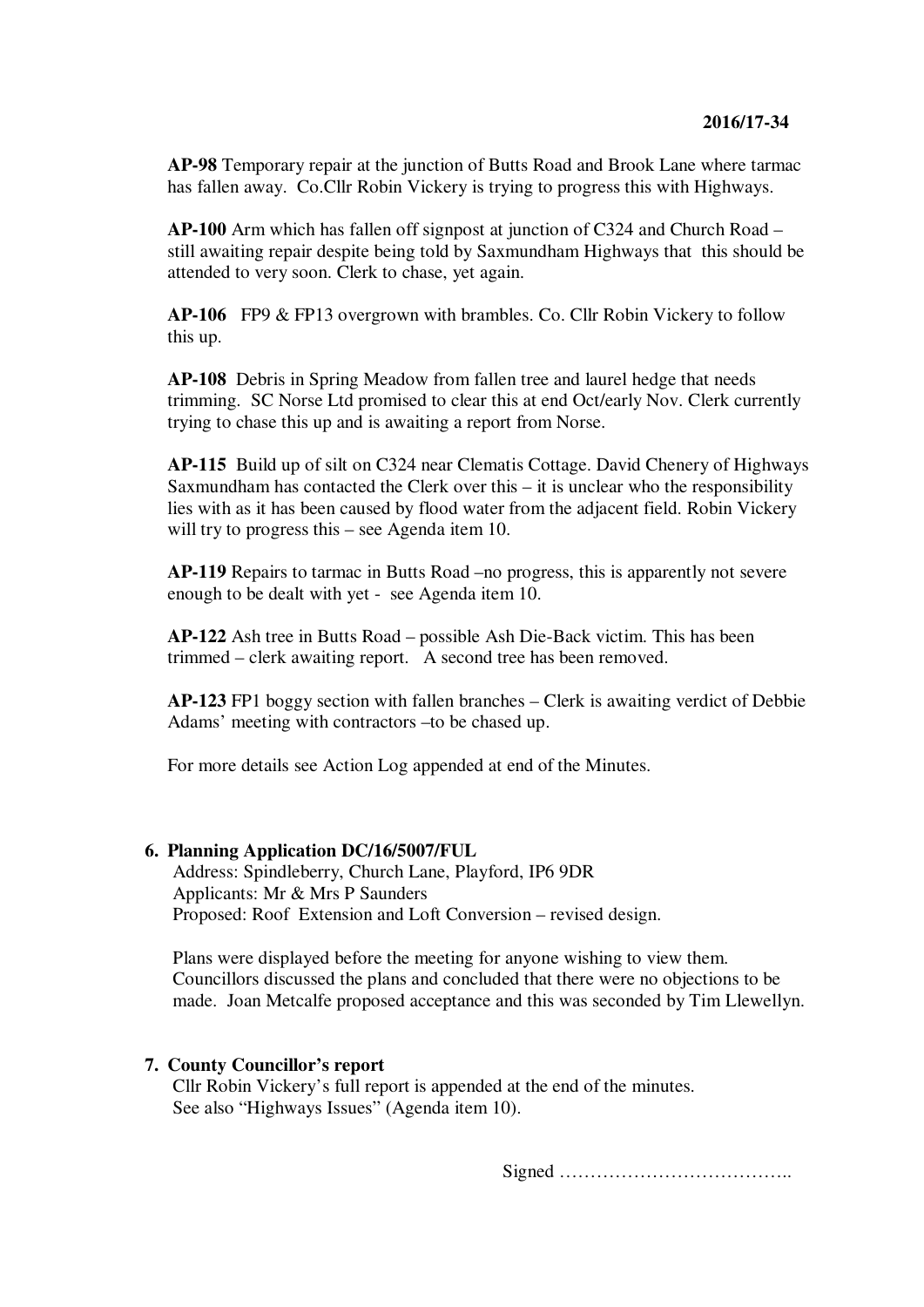**AP-98** Temporary repair at the junction of Butts Road and Brook Lane where tarmac has fallen away. Co.Cllr Robin Vickery is trying to progress this with Highways.

**AP-100** Arm which has fallen off signpost at junction of C324 and Church Road – still awaiting repair despite being told by Saxmundham Highways that this should be attended to very soon. Clerk to chase, yet again.

**AP-106** FP9 & FP13 overgrown with brambles. Co. Cllr Robin Vickery to follow this up.

**AP-108** Debris in Spring Meadow from fallen tree and laurel hedge that needs trimming. SC Norse Ltd promised to clear this at end Oct/early Nov. Clerk currently trying to chase this up and is awaiting a report from Norse.

**AP-115** Build up of silt on C324 near Clematis Cottage. David Chenery of Highways Saxmundham has contacted the Clerk over this – it is unclear who the responsibility lies with as it has been caused by flood water from the adjacent field. Robin Vickery will try to progress this – see Agenda item 10.

**AP-119** Repairs to tarmac in Butts Road –no progress, this is apparently not severe enough to be dealt with yet - see Agenda item 10.

**AP-122** Ash tree in Butts Road – possible Ash Die-Back victim. This has been trimmed – clerk awaiting report. A second tree has been removed.

**AP-123** FP1 boggy section with fallen branches – Clerk is awaiting verdict of Debbie Adams' meeting with contractors –to be chased up.

For more details see Action Log appended at end of the Minutes.

**6. Planning Application DC/16/5007/FUL**

Address: Spindleberry, Church Lane, Playford, IP6 9DR
Applicants: Mr & Mrs P Saunders
Proposed: Roof Extension and Loft Conversion – revised design.

Plans were displayed before the meeting for anyone wishing to view them. Councillors discussed the plans and concluded that there were no objections to be made. Joan Metcalfe proposed acceptance and this was seconded by Tim Llewellyn.

**7. County Councillor's report**

Cllr Robin Vickery's full report is appended at the end of the minutes.
See also "Highways Issues" (Agenda item 10).

Signed ………………………………..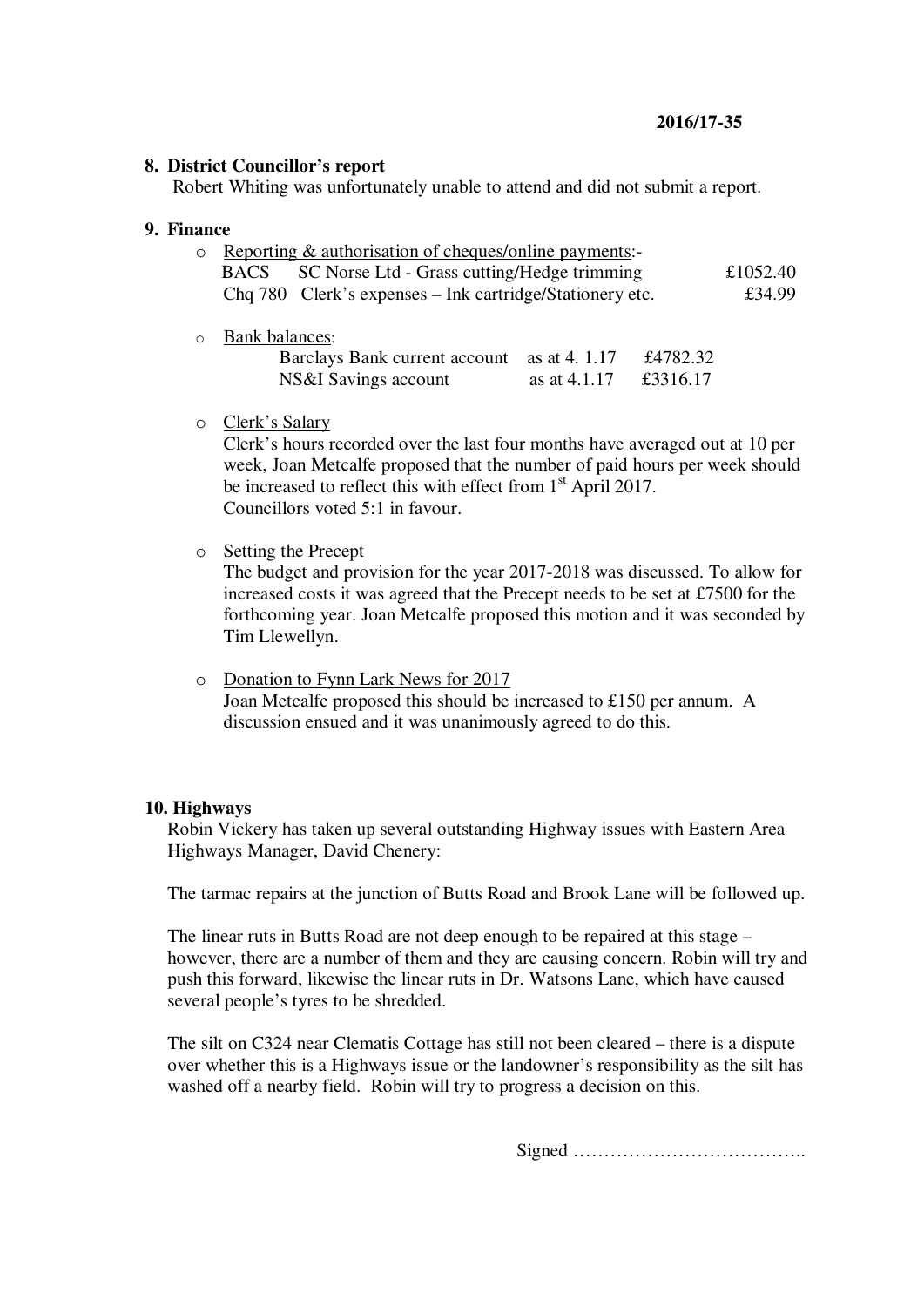**2016/17-35**

## 8. District Councillor's report

Robert Whiting was unfortunately unable to attend and did not submit a report.

## 9. Finance

- Reporting & authorisation of cheques/online payments:-

| | | |
|---|---|---|
| BACS | SC Norse Ltd - Grass cutting/Hedge trimming | £1052.40 |
| Chq 780 | Clerk's expenses – Ink cartridge/Stationery etc. | £34.99 |

- Bank balances:

| | | |
|---|---|---|
| Barclays Bank current account | as at 4. 1.17 | £4782.32 |
| NS&I Savings account | as at 4.1.17 | £3316.17 |

- Clerk's Salary

  Clerk's hours recorded over the last four months have averaged out at 10 per week, Joan Metcalfe proposed that the number of paid hours per week should be increased to reflect this with effect from 1st April 2017.
  Councillors voted 5:1 in favour.

- Setting the Precept

  The budget and provision for the year 2017-2018 was discussed. To allow for increased costs it was agreed that the Precept needs to be set at £7500 for the forthcoming year. Joan Metcalfe proposed this motion and it was seconded by Tim Llewellyn.

- Donation to Fynn Lark News for 2017

  Joan Metcalfe proposed this should be increased to £150 per annum. A discussion ensued and it was unanimously agreed to do this.

## 10. Highways

Robin Vickery has taken up several outstanding Highway issues with Eastern Area Highways Manager, David Chenery:

The tarmac repairs at the junction of Butts Road and Brook Lane will be followed up.

The linear ruts in Butts Road are not deep enough to be repaired at this stage – however, there are a number of them and they are causing concern. Robin will try and push this forward, likewise the linear ruts in Dr. Watsons Lane, which have caused several people's tyres to be shredded.

The silt on C324 near Clematis Cottage has still not been cleared – there is a dispute over whether this is a Highways issue or the landowner's responsibility as the silt has washed off a nearby field. Robin will try to progress a decision on this.

Signed ………………………………..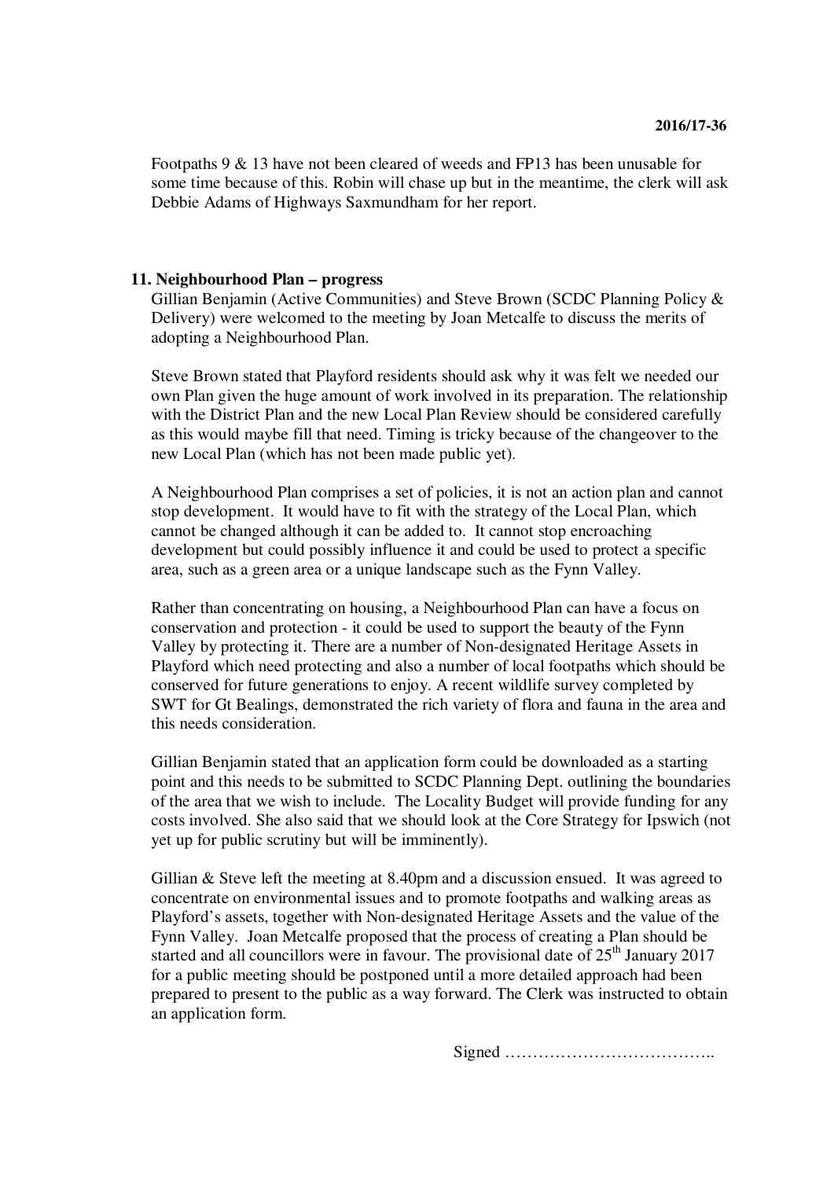Footpaths 9 & 13 have not been cleared of weeds and FP13 has been unusable for some time because of this. Robin will chase up but in the meantime, the clerk will ask Debbie Adams of Highways Saxmundham for her report.

## 11. Neighbourhood Plan – progress

Gillian Benjamin (Active Communities) and Steve Brown (SCDC Planning Policy & Delivery) were welcomed to the meeting by Joan Metcalfe to discuss the merits of adopting a Neighbourhood Plan.

Steve Brown stated that Playford residents should ask why it was felt we needed our own Plan given the huge amount of work involved in its preparation. The relationship with the District Plan and the new Local Plan Review should be considered carefully as this would maybe fill that need. Timing is tricky because of the changeover to the new Local Plan (which has not been made public yet).

A Neighbourhood Plan comprises a set of policies, it is not an action plan and cannot stop development. It would have to fit with the strategy of the Local Plan, which cannot be changed although it can be added to. It cannot stop encroaching development but could possibly influence it and could be used to protect a specific area, such as a green area or a unique landscape such as the Fynn Valley.

Rather than concentrating on housing, a Neighbourhood Plan can have a focus on conservation and protection - it could be used to support the beauty of the Fynn Valley by protecting it. There are a number of Non-designated Heritage Assets in Playford which need protecting and also a number of local footpaths which should be conserved for future generations to enjoy. A recent wildlife survey completed by SWT for Gt Bealings, demonstrated the rich variety of flora and fauna in the area and this needs consideration.

Gillian Benjamin stated that an application form could be downloaded as a starting point and this needs to be submitted to SCDC Planning Dept. outlining the boundaries of the area that we wish to include. The Locality Budget will provide funding for any costs involved. She also said that we should look at the Core Strategy for Ipswich (not yet up for public scrutiny but will be imminently).

Gillian & Steve left the meeting at 8.40pm and a discussion ensued. It was agreed to concentrate on environmental issues and to promote footpaths and walking areas as Playford's assets, together with Non-designated Heritage Assets and the value of the Fynn Valley. Joan Metcalfe proposed that the process of creating a Plan should be started and all councillors were in favour. The provisional date of 25th January 2017 for a public meeting should be postponed until a more detailed approach had been prepared to present to the public as a way forward. The Clerk was instructed to obtain an application form.

Signed ………………………………..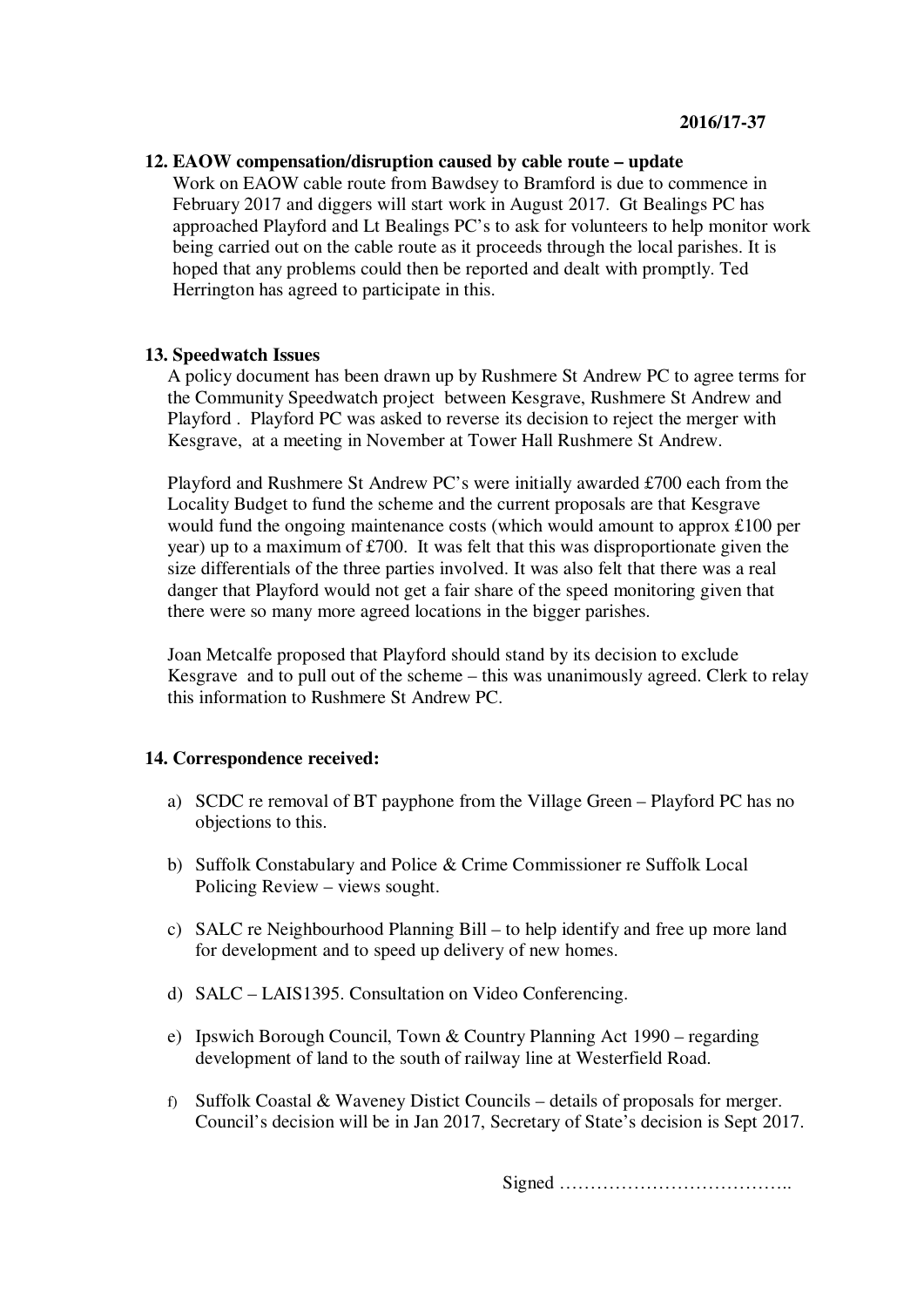**2016/17-37**

**12. EAOW compensation/disruption caused by cable route – update**

Work on EAOW cable route from Bawdsey to Bramford is due to commence in February 2017 and diggers will start work in August 2017. Gt Bealings PC has approached Playford and Lt Bealings PC's to ask for volunteers to help monitor work being carried out on the cable route as it proceeds through the local parishes. It is hoped that any problems could then be reported and dealt with promptly. Ted Herrington has agreed to participate in this.

**13. Speedwatch Issues**

A policy document has been drawn up by Rushmere St Andrew PC to agree terms for the Community Speedwatch project between Kesgrave, Rushmere St Andrew and Playford . Playford PC was asked to reverse its decision to reject the merger with Kesgrave, at a meeting in November at Tower Hall Rushmere St Andrew.

Playford and Rushmere St Andrew PC's were initially awarded £700 each from the Locality Budget to fund the scheme and the current proposals are that Kesgrave would fund the ongoing maintenance costs (which would amount to approx £100 per year) up to a maximum of £700. It was felt that this was disproportionate given the size differentials of the three parties involved. It was also felt that there was a real danger that Playford would not get a fair share of the speed monitoring given that there were so many more agreed locations in the bigger parishes.

Joan Metcalfe proposed that Playford should stand by its decision to exclude Kesgrave and to pull out of the scheme – this was unanimously agreed. Clerk to relay this information to Rushmere St Andrew PC.

**14. Correspondence received:**

a) SCDC re removal of BT payphone from the Village Green – Playford PC has no objections to this.

b) Suffolk Constabulary and Police & Crime Commissioner re Suffolk Local Policing Review – views sought.

c) SALC re Neighbourhood Planning Bill – to help identify and free up more land for development and to speed up delivery of new homes.

d) SALC – LAIS1395. Consultation on Video Conferencing.

e) Ipswich Borough Council, Town & Country Planning Act 1990 – regarding development of land to the south of railway line at Westerfield Road.

f) Suffolk Coastal & Waveney Distict Councils – details of proposals for merger. Council's decision will be in Jan 2017, Secretary of State's decision is Sept 2017.

Signed ………………………………..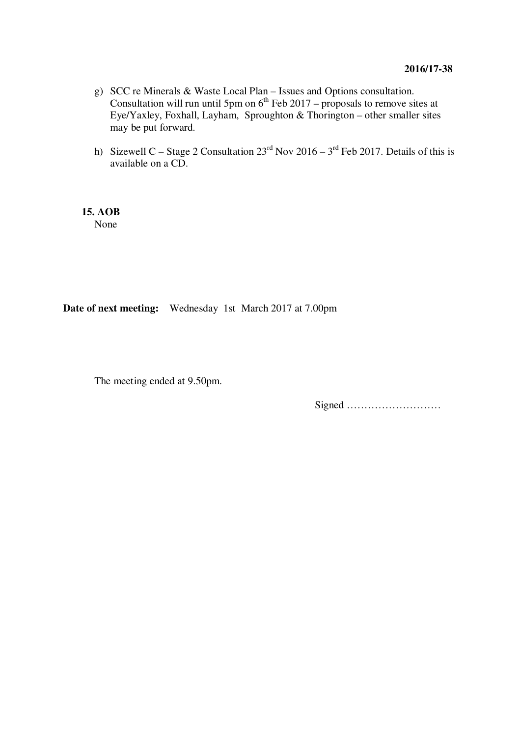g) SCC re Minerals & Waste Local Plan – Issues and Options consultation. Consultation will run until 5pm on 6th Feb 2017 – proposals to remove sites at Eye/Yaxley, Foxhall, Layham, Sproughton & Thorington – other smaller sites may be put forward.

h) Sizewell C – Stage 2 Consultation 23rd Nov 2016 – 3rd Feb 2017. Details of this is available on a CD.

**15. AOB**

None

**Date of next meeting:** Wednesday 1st March 2017 at 7.00pm

The meeting ended at 9.50pm.

Signed ………………………